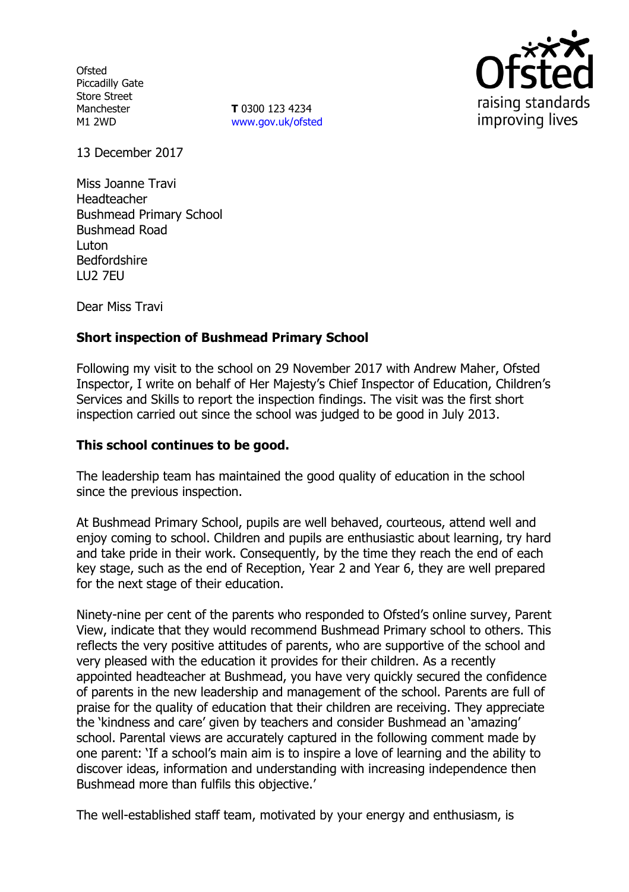Ofsted
Piccadilly Gate
Store Street
Manchester
M1 2WD

**T** 0300 123 4234
www.gov.uk/ofsted

13 December 2017

Miss Joanne Travi
Headteacher
Bushmead Primary School
Bushmead Road
Luton
Bedfordshire
LU2 7EU

Dear Miss Travi

**Short inspection of Bushmead Primary School**

Following my visit to the school on 29 November 2017 with Andrew Maher, Ofsted Inspector, I write on behalf of Her Majesty's Chief Inspector of Education, Children's Services and Skills to report the inspection findings. The visit was the first short inspection carried out since the school was judged to be good in July 2013.

**This school continues to be good.**

The leadership team has maintained the good quality of education in the school since the previous inspection.

At Bushmead Primary School, pupils are well behaved, courteous, attend well and enjoy coming to school. Children and pupils are enthusiastic about learning, try hard and take pride in their work. Consequently, by the time they reach the end of each key stage, such as the end of Reception, Year 2 and Year 6, they are well prepared for the next stage of their education.

Ninety-nine per cent of the parents who responded to Ofsted's online survey, Parent View, indicate that they would recommend Bushmead Primary school to others. This reflects the very positive attitudes of parents, who are supportive of the school and very pleased with the education it provides for their children. As a recently appointed headteacher at Bushmead, you have very quickly secured the confidence of parents in the new leadership and management of the school. Parents are full of praise for the quality of education that their children are receiving. They appreciate the 'kindness and care' given by teachers and consider Bushmead an 'amazing' school. Parental views are accurately captured in the following comment made by one parent: 'If a school's main aim is to inspire a love of learning and the ability to discover ideas, information and understanding with increasing independence then Bushmead more than fulfils this objective.'

The well-established staff team, motivated by your energy and enthusiasm, is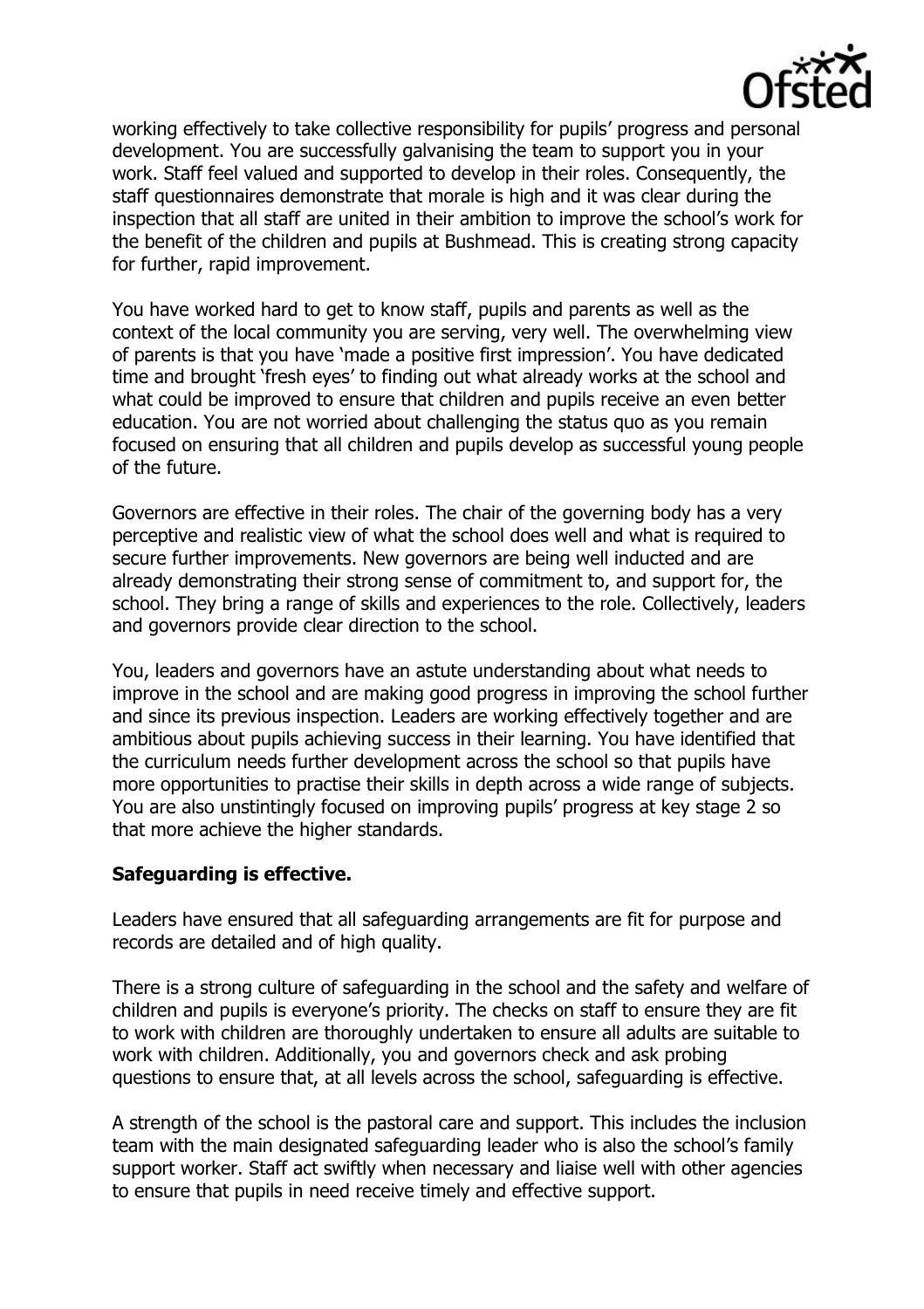working effectively to take collective responsibility for pupils' progress and personal development. You are successfully galvanising the team to support you in your work. Staff feel valued and supported to develop in their roles. Consequently, the staff questionnaires demonstrate that morale is high and it was clear during the inspection that all staff are united in their ambition to improve the school's work for the benefit of the children and pupils at Bushmead. This is creating strong capacity for further, rapid improvement.

You have worked hard to get to know staff, pupils and parents as well as the context of the local community you are serving, very well. The overwhelming view of parents is that you have 'made a positive first impression'. You have dedicated time and brought 'fresh eyes' to finding out what already works at the school and what could be improved to ensure that children and pupils receive an even better education. You are not worried about challenging the status quo as you remain focused on ensuring that all children and pupils develop as successful young people of the future.

Governors are effective in their roles. The chair of the governing body has a very perceptive and realistic view of what the school does well and what is required to secure further improvements. New governors are being well inducted and are already demonstrating their strong sense of commitment to, and support for, the school. They bring a range of skills and experiences to the role. Collectively, leaders and governors provide clear direction to the school.

You, leaders and governors have an astute understanding about what needs to improve in the school and are making good progress in improving the school further and since its previous inspection. Leaders are working effectively together and are ambitious about pupils achieving success in their learning. You have identified that the curriculum needs further development across the school so that pupils have more opportunities to practise their skills in depth across a wide range of subjects. You are also unstintingly focused on improving pupils' progress at key stage 2 so that more achieve the higher standards.

**Safeguarding is effective.**

Leaders have ensured that all safeguarding arrangements are fit for purpose and records are detailed and of high quality.

There is a strong culture of safeguarding in the school and the safety and welfare of children and pupils is everyone's priority. The checks on staff to ensure they are fit to work with children are thoroughly undertaken to ensure all adults are suitable to work with children. Additionally, you and governors check and ask probing questions to ensure that, at all levels across the school, safeguarding is effective.

A strength of the school is the pastoral care and support. This includes the inclusion team with the main designated safeguarding leader who is also the school's family support worker. Staff act swiftly when necessary and liaise well with other agencies to ensure that pupils in need receive timely and effective support.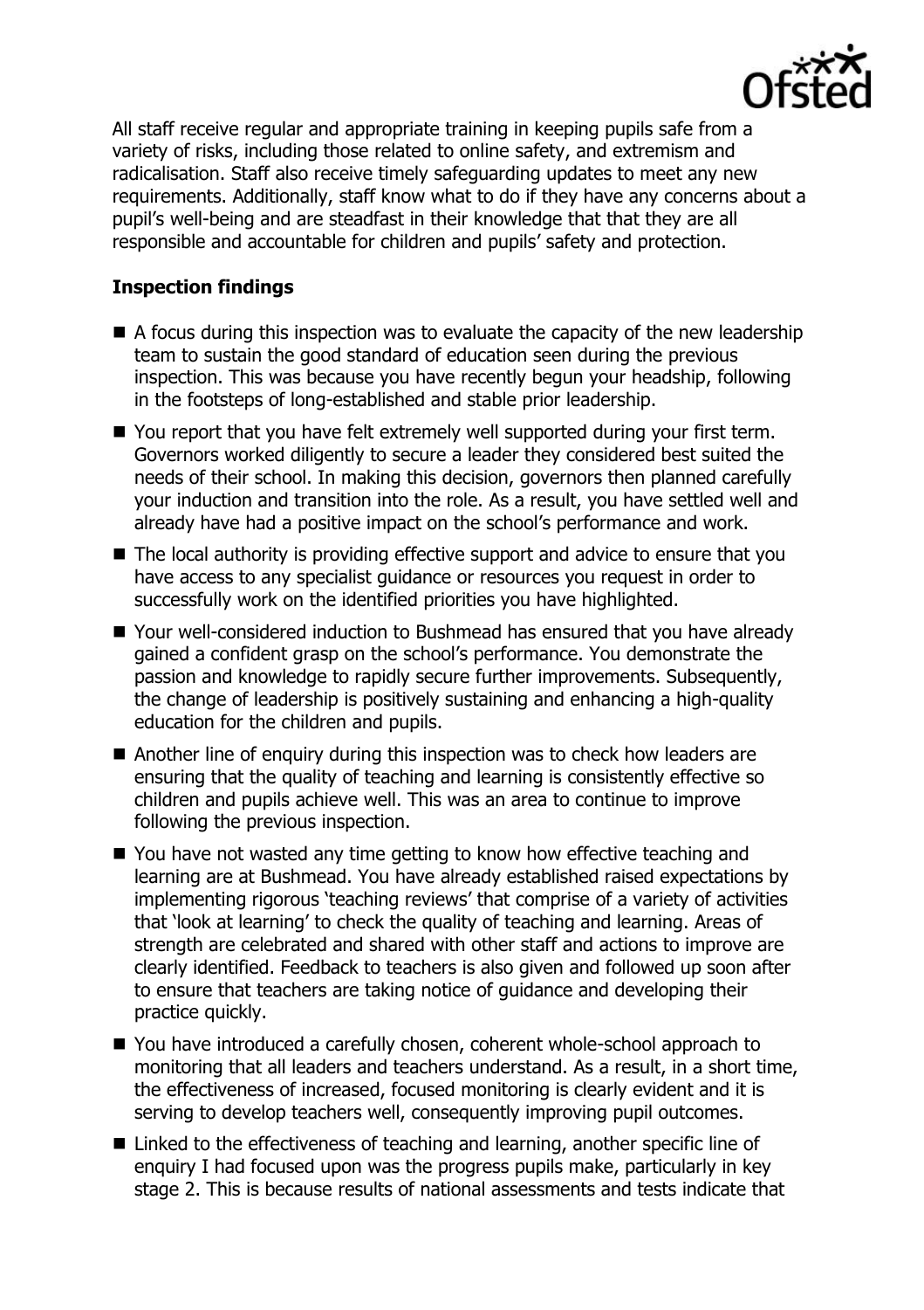All staff receive regular and appropriate training in keeping pupils safe from a variety of risks, including those related to online safety, and extremism and radicalisation. Staff also receive timely safeguarding updates to meet any new requirements. Additionally, staff know what to do if they have any concerns about a pupil's well-being and are steadfast in their knowledge that that they are all responsible and accountable for children and pupils' safety and protection.

## Inspection findings

- A focus during this inspection was to evaluate the capacity of the new leadership team to sustain the good standard of education seen during the previous inspection. This was because you have recently begun your headship, following in the footsteps of long-established and stable prior leadership.
- You report that you have felt extremely well supported during your first term. Governors worked diligently to secure a leader they considered best suited the needs of their school. In making this decision, governors then planned carefully your induction and transition into the role. As a result, you have settled well and already have had a positive impact on the school's performance and work.
- The local authority is providing effective support and advice to ensure that you have access to any specialist guidance or resources you request in order to successfully work on the identified priorities you have highlighted.
- Your well-considered induction to Bushmead has ensured that you have already gained a confident grasp on the school's performance. You demonstrate the passion and knowledge to rapidly secure further improvements. Subsequently, the change of leadership is positively sustaining and enhancing a high-quality education for the children and pupils.
- Another line of enquiry during this inspection was to check how leaders are ensuring that the quality of teaching and learning is consistently effective so children and pupils achieve well. This was an area to continue to improve following the previous inspection.
- You have not wasted any time getting to know how effective teaching and learning are at Bushmead. You have already established raised expectations by implementing rigorous 'teaching reviews' that comprise of a variety of activities that 'look at learning' to check the quality of teaching and learning. Areas of strength are celebrated and shared with other staff and actions to improve are clearly identified. Feedback to teachers is also given and followed up soon after to ensure that teachers are taking notice of guidance and developing their practice quickly.
- You have introduced a carefully chosen, coherent whole-school approach to monitoring that all leaders and teachers understand. As a result, in a short time, the effectiveness of increased, focused monitoring is clearly evident and it is serving to develop teachers well, consequently improving pupil outcomes.
- Linked to the effectiveness of teaching and learning, another specific line of enquiry I had focused upon was the progress pupils make, particularly in key stage 2. This is because results of national assessments and tests indicate that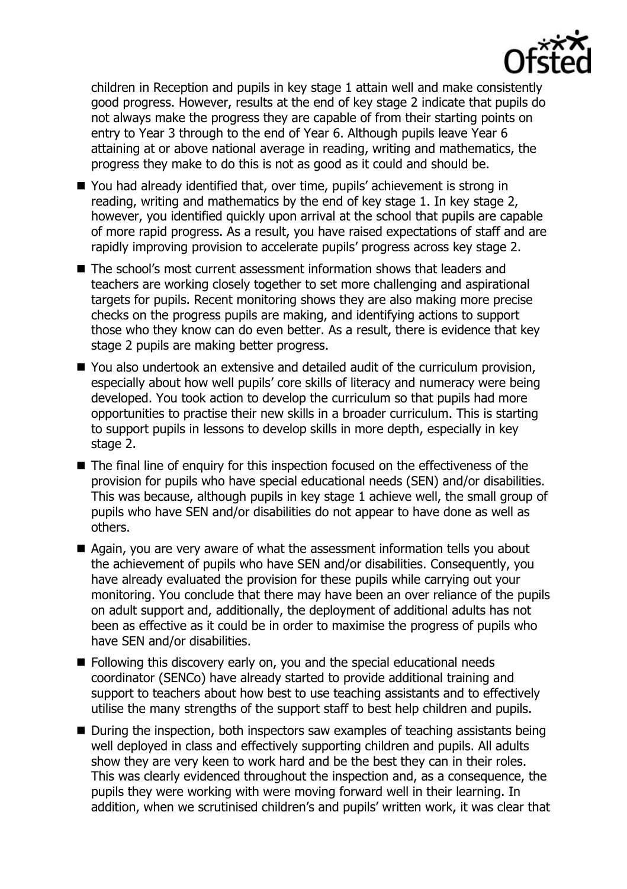children in Reception and pupils in key stage 1 attain well and make consistently good progress. However, results at the end of key stage 2 indicate that pupils do not always make the progress they are capable of from their starting points on entry to Year 3 through to the end of Year 6. Although pupils leave Year 6 attaining at or above national average in reading, writing and mathematics, the progress they make to do this is not as good as it could and should be.

- You had already identified that, over time, pupils' achievement is strong in reading, writing and mathematics by the end of key stage 1. In key stage 2, however, you identified quickly upon arrival at the school that pupils are capable of more rapid progress. As a result, you have raised expectations of staff and are rapidly improving provision to accelerate pupils' progress across key stage 2.
- The school's most current assessment information shows that leaders and teachers are working closely together to set more challenging and aspirational targets for pupils. Recent monitoring shows they are also making more precise checks on the progress pupils are making, and identifying actions to support those who they know can do even better. As a result, there is evidence that key stage 2 pupils are making better progress.
- You also undertook an extensive and detailed audit of the curriculum provision, especially about how well pupils' core skills of literacy and numeracy were being developed. You took action to develop the curriculum so that pupils had more opportunities to practise their new skills in a broader curriculum. This is starting to support pupils in lessons to develop skills in more depth, especially in key stage 2.
- The final line of enquiry for this inspection focused on the effectiveness of the provision for pupils who have special educational needs (SEN) and/or disabilities. This was because, although pupils in key stage 1 achieve well, the small group of pupils who have SEN and/or disabilities do not appear to have done as well as others.
- Again, you are very aware of what the assessment information tells you about the achievement of pupils who have SEN and/or disabilities. Consequently, you have already evaluated the provision for these pupils while carrying out your monitoring. You conclude that there may have been an over reliance of the pupils on adult support and, additionally, the deployment of additional adults has not been as effective as it could be in order to maximise the progress of pupils who have SEN and/or disabilities.
- Following this discovery early on, you and the special educational needs coordinator (SENCo) have already started to provide additional training and support to teachers about how best to use teaching assistants and to effectively utilise the many strengths of the support staff to best help children and pupils.
- During the inspection, both inspectors saw examples of teaching assistants being well deployed in class and effectively supporting children and pupils. All adults show they are very keen to work hard and be the best they can in their roles. This was clearly evidenced throughout the inspection and, as a consequence, the pupils they were working with were moving forward well in their learning. In addition, when we scrutinised children's and pupils' written work, it was clear that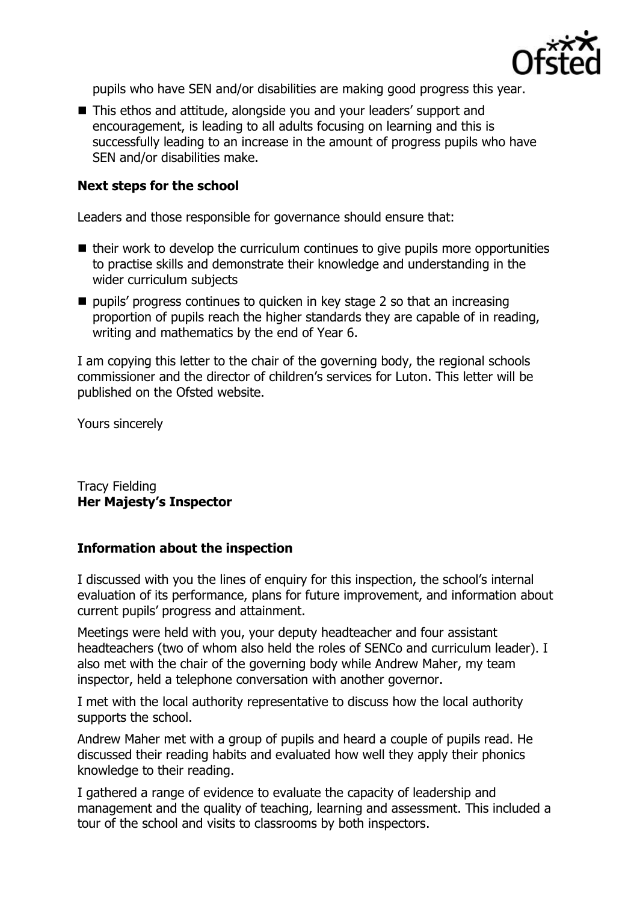pupils who have SEN and/or disabilities are making good progress this year.

- This ethos and attitude, alongside you and your leaders' support and encouragement, is leading to all adults focusing on learning and this is successfully leading to an increase in the amount of progress pupils who have SEN and/or disabilities make.

## Next steps for the school

Leaders and those responsible for governance should ensure that:

- their work to develop the curriculum continues to give pupils more opportunities to practise skills and demonstrate their knowledge and understanding in the wider curriculum subjects
- pupils' progress continues to quicken in key stage 2 so that an increasing proportion of pupils reach the higher standards they are capable of in reading, writing and mathematics by the end of Year 6.

I am copying this letter to the chair of the governing body, the regional schools commissioner and the director of children's services for Luton. This letter will be published on the Ofsted website.

Yours sincerely

Tracy Fielding
**Her Majesty's Inspector**

## Information about the inspection

I discussed with you the lines of enquiry for this inspection, the school's internal evaluation of its performance, plans for future improvement, and information about current pupils' progress and attainment.

Meetings were held with you, your deputy headteacher and four assistant headteachers (two of whom also held the roles of SENCo and curriculum leader). I also met with the chair of the governing body while Andrew Maher, my team inspector, held a telephone conversation with another governor.

I met with the local authority representative to discuss how the local authority supports the school.

Andrew Maher met with a group of pupils and heard a couple of pupils read. He discussed their reading habits and evaluated how well they apply their phonics knowledge to their reading.

I gathered a range of evidence to evaluate the capacity of leadership and management and the quality of teaching, learning and assessment. This included a tour of the school and visits to classrooms by both inspectors.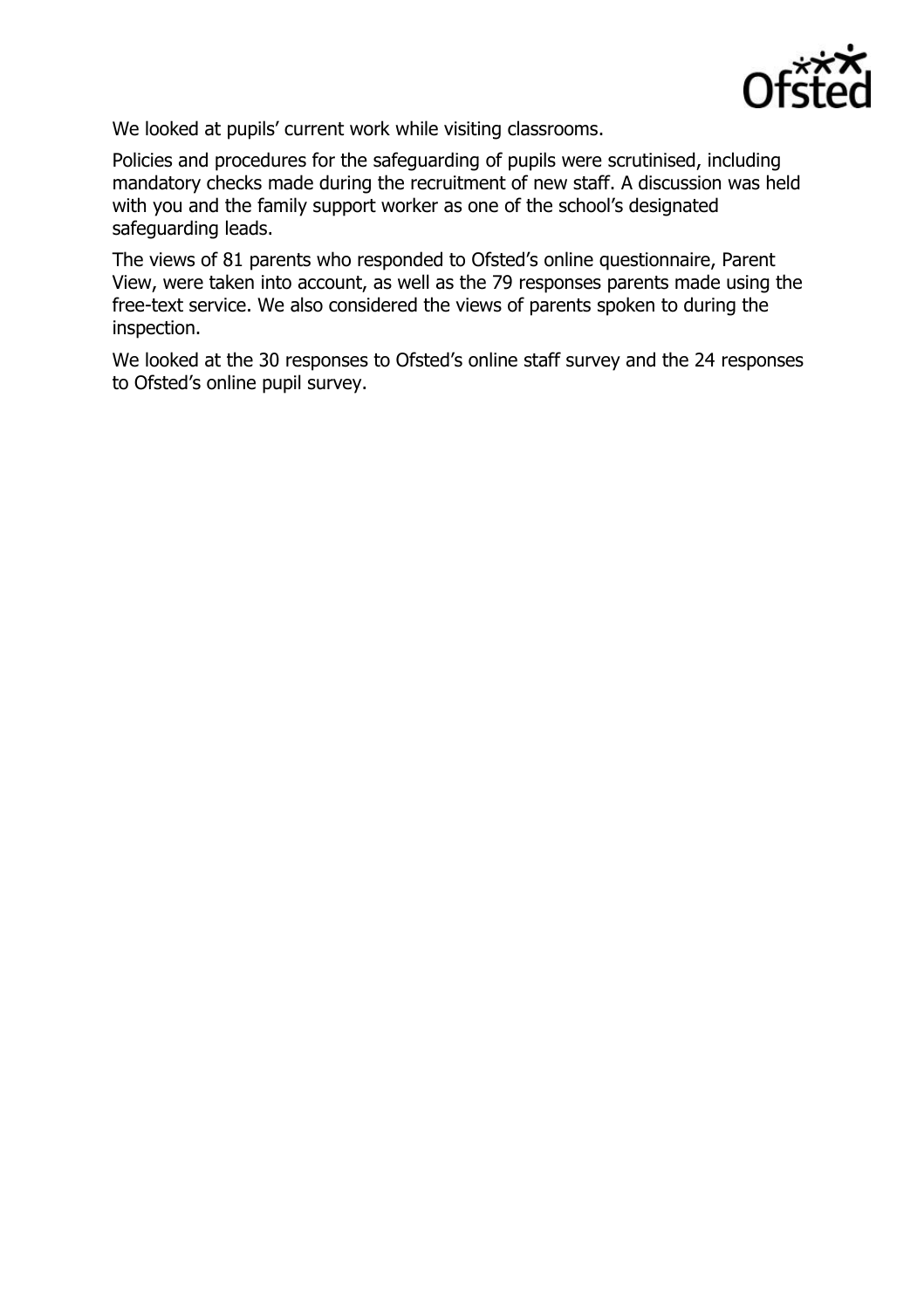We looked at pupils' current work while visiting classrooms.

Policies and procedures for the safeguarding of pupils were scrutinised, including mandatory checks made during the recruitment of new staff. A discussion was held with you and the family support worker as one of the school's designated safeguarding leads.

The views of 81 parents who responded to Ofsted's online questionnaire, Parent View, were taken into account, as well as the 79 responses parents made using the free-text service. We also considered the views of parents spoken to during the inspection.

We looked at the 30 responses to Ofsted's online staff survey and the 24 responses to Ofsted's online pupil survey.